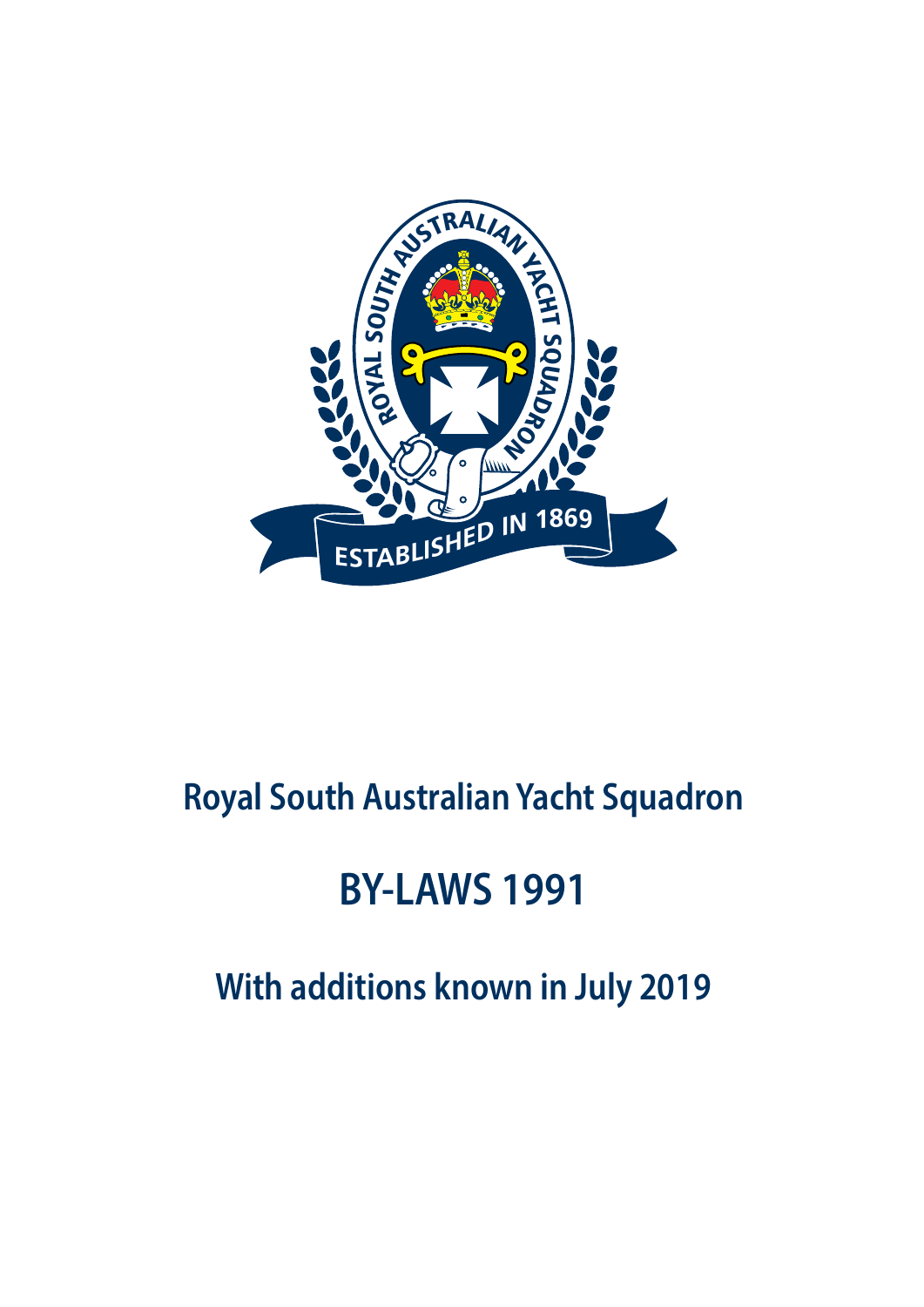# Royal South Australian Yacht Squadron

# BY-LAWS 1991

## With additions known in July 2019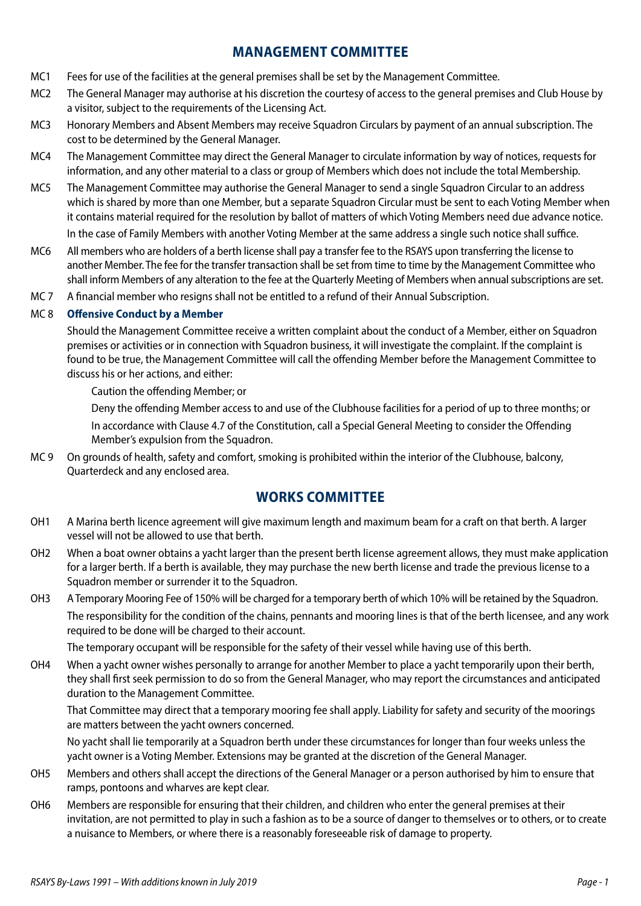## MANAGEMENT COMMITTEE

MC1 Fees for use of the facilities at the general premises shall be set by the Management Committee.

MC2 The General Manager may authorise at his discretion the courtesy of access to the general premises and Club House by a visitor, subject to the requirements of the Licensing Act.

MC3 Honorary Members and Absent Members may receive Squadron Circulars by payment of an annual subscription. The cost to be determined by the General Manager.

MC4 The Management Committee may direct the General Manager to circulate information by way of notices, requests for information, and any other material to a class or group of Members which does not include the total Membership.

MC5 The Management Committee may authorise the General Manager to send a single Squadron Circular to an address which is shared by more than one Member, but a separate Squadron Circular must be sent to each Voting Member when it contains material required for the resolution by ballot of matters of which Voting Members need due advance notice.

In the case of Family Members with another Voting Member at the same address a single such notice shall suffice.

MC6 All members who are holders of a berth license shall pay a transfer fee to the RSAYS upon transferring the license to another Member. The fee for the transfer transaction shall be set from time to time by the Management Committee who shall inform Members of any alteration to the fee at the Quarterly Meeting of Members when annual subscriptions are set.

MC 7 A financial member who resigns shall not be entitled to a refund of their Annual Subscription.

MC 8 **Offensive Conduct by a Member**

Should the Management Committee receive a written complaint about the conduct of a Member, either on Squadron premises or activities or in connection with Squadron business, it will investigate the complaint. If the complaint is found to be true, the Management Committee will call the offending Member before the Management Committee to discuss his or her actions, and either:

Caution the offending Member; or

Deny the offending Member access to and use of the Clubhouse facilities for a period of up to three months; or

In accordance with Clause 4.7 of the Constitution, call a Special General Meeting to consider the Offending Member's expulsion from the Squadron.

MC 9 On grounds of health, safety and comfort, smoking is prohibited within the interior of the Clubhouse, balcony, Quarterdeck and any enclosed area.

## WORKS COMMITTEE

OH1 A Marina berth licence agreement will give maximum length and maximum beam for a craft on that berth. A larger vessel will not be allowed to use that berth.

OH2 When a boat owner obtains a yacht larger than the present berth license agreement allows, they must make application for a larger berth. If a berth is available, they may purchase the new berth license and trade the previous license to a Squadron member or surrender it to the Squadron.

OH3 A Temporary Mooring Fee of 150% will be charged for a temporary berth of which 10% will be retained by the Squadron.

The responsibility for the condition of the chains, pennants and mooring lines is that of the berth licensee, and any work required to be done will be charged to their account.

The temporary occupant will be responsible for the safety of their vessel while having use of this berth.

OH4 When a yacht owner wishes personally to arrange for another Member to place a yacht temporarily upon their berth, they shall first seek permission to do so from the General Manager, who may report the circumstances and anticipated duration to the Management Committee.

That Committee may direct that a temporary mooring fee shall apply. Liability for safety and security of the moorings are matters between the yacht owners concerned.

No yacht shall lie temporarily at a Squadron berth under these circumstances for longer than four weeks unless the yacht owner is a Voting Member. Extensions may be granted at the discretion of the General Manager.

OH5 Members and others shall accept the directions of the General Manager or a person authorised by him to ensure that ramps, pontoons and wharves are kept clear.

OH6 Members are responsible for ensuring that their children, and children who enter the general premises at their invitation, are not permitted to play in such a fashion as to be a source of danger to themselves or to others, or to create a nuisance to Members, or where there is a reasonably foreseeable risk of damage to property.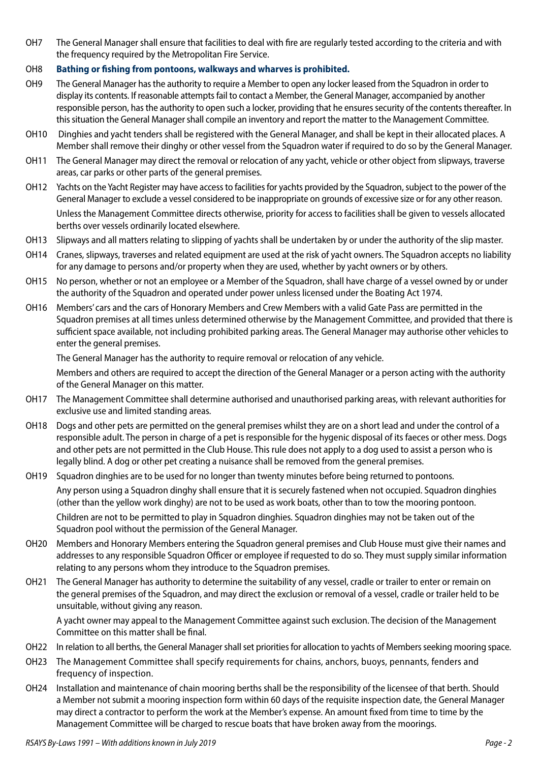OH7 The General Manager shall ensure that facilities to deal with fire are regularly tested according to the criteria and with the frequency required by the Metropolitan Fire Service.

OH8 **Bathing or fishing from pontoons, walkways and wharves is prohibited.**

OH9 The General Manager has the authority to require a Member to open any locker leased from the Squadron in order to display its contents. If reasonable attempts fail to contact a Member, the General Manager, accompanied by another responsible person, has the authority to open such a locker, providing that he ensures security of the contents thereafter. In this situation the General Manager shall compile an inventory and report the matter to the Management Committee.

OH10 Dinghies and yacht tenders shall be registered with the General Manager, and shall be kept in their allocated places. A Member shall remove their dinghy or other vessel from the Squadron water if required to do so by the General Manager.

OH11 The General Manager may direct the removal or relocation of any yacht, vehicle or other object from slipways, traverse areas, car parks or other parts of the general premises.

OH12 Yachts on the Yacht Register may have access to facilities for yachts provided by the Squadron, subject to the power of the General Manager to exclude a vessel considered to be inappropriate on grounds of excessive size or for any other reason.

Unless the Management Committee directs otherwise, priority for access to facilities shall be given to vessels allocated berths over vessels ordinarily located elsewhere.

OH13 Slipways and all matters relating to slipping of yachts shall be undertaken by or under the authority of the slip master.

OH14 Cranes, slipways, traverses and related equipment are used at the risk of yacht owners. The Squadron accepts no liability for any damage to persons and/or property when they are used, whether by yacht owners or by others.

OH15 No person, whether or not an employee or a Member of the Squadron, shall have charge of a vessel owned by or under the authority of the Squadron and operated under power unless licensed under the Boating Act 1974.

OH16 Members' cars and the cars of Honorary Members and Crew Members with a valid Gate Pass are permitted in the Squadron premises at all times unless determined otherwise by the Management Committee, and provided that there is sufficient space available, not including prohibited parking areas. The General Manager may authorise other vehicles to enter the general premises.

The General Manager has the authority to require removal or relocation of any vehicle.

Members and others are required to accept the direction of the General Manager or a person acting with the authority of the General Manager on this matter.

OH17 The Management Committee shall determine authorised and unauthorised parking areas, with relevant authorities for exclusive use and limited standing areas.

OH18 Dogs and other pets are permitted on the general premises whilst they are on a short lead and under the control of a responsible adult. The person in charge of a pet is responsible for the hygenic disposal of its faeces or other mess. Dogs and other pets are not permitted in the Club House. This rule does not apply to a dog used to assist a person who is legally blind. A dog or other pet creating a nuisance shall be removed from the general premises.

OH19 Squadron dinghies are to be used for no longer than twenty minutes before being returned to pontoons.

Any person using a Squadron dinghy shall ensure that it is securely fastened when not occupied. Squadron dinghies (other than the yellow work dinghy) are not to be used as work boats, other than to tow the mooring pontoon.

Children are not to be permitted to play in Squadron dinghies. Squadron dinghies may not be taken out of the Squadron pool without the permission of the General Manager.

OH20 Members and Honorary Members entering the Squadron general premises and Club House must give their names and addresses to any responsible Squadron Officer or employee if requested to do so. They must supply similar information relating to any persons whom they introduce to the Squadron premises.

OH21 The General Manager has authority to determine the suitability of any vessel, cradle or trailer to enter or remain on the general premises of the Squadron, and may direct the exclusion or removal of a vessel, cradle or trailer held to be unsuitable, without giving any reason.

A yacht owner may appeal to the Management Committee against such exclusion. The decision of the Management Committee on this matter shall be final.

OH22 In relation to all berths, the General Manager shall set priorities for allocation to yachts of Members seeking mooring space.

OH23 The Management Committee shall specify requirements for chains, anchors, buoys, pennants, fenders and frequency of inspection.

OH24 Installation and maintenance of chain mooring berths shall be the responsibility of the licensee of that berth. Should a Member not submit a mooring inspection form within 60 days of the requisite inspection date, the General Manager may direct a contractor to perform the work at the Member's expense. An amount fixed from time to time by the Management Committee will be charged to rescue boats that have broken away from the moorings.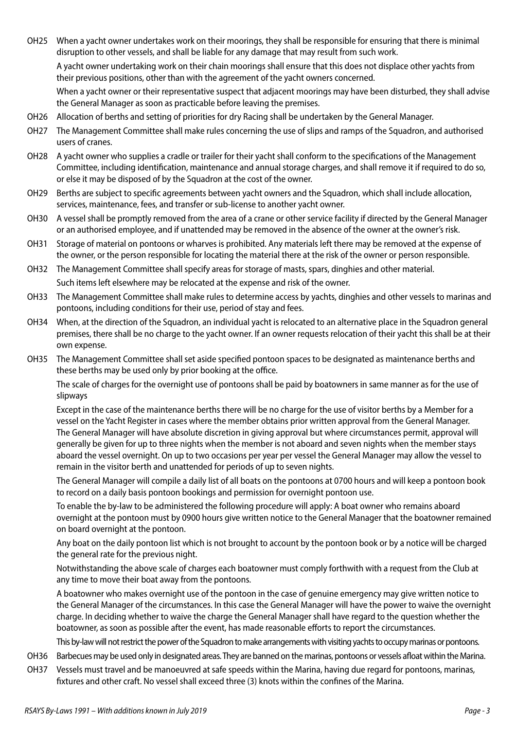OH25 When a yacht owner undertakes work on their moorings, they shall be responsible for ensuring that there is minimal disruption to other vessels, and shall be liable for any damage that may result from such work.

A yacht owner undertaking work on their chain moorings shall ensure that this does not displace other yachts from their previous positions, other than with the agreement of the yacht owners concerned.

When a yacht owner or their representative suspect that adjacent moorings may have been disturbed, they shall advise the General Manager as soon as practicable before leaving the premises.

OH26 Allocation of berths and setting of priorities for dry Racing shall be undertaken by the General Manager.

OH27 The Management Committee shall make rules concerning the use of slips and ramps of the Squadron, and authorised users of cranes.

OH28 A yacht owner who supplies a cradle or trailer for their yacht shall conform to the specifications of the Management Committee, including identification, maintenance and annual storage charges, and shall remove it if required to do so, or else it may be disposed of by the Squadron at the cost of the owner.

OH29 Berths are subject to specific agreements between yacht owners and the Squadron, which shall include allocation, services, maintenance, fees, and transfer or sub-license to another yacht owner.

OH30 A vessel shall be promptly removed from the area of a crane or other service facility if directed by the General Manager or an authorised employee, and if unattended may be removed in the absence of the owner at the owner's risk.

OH31 Storage of material on pontoons or wharves is prohibited. Any materials left there may be removed at the expense of the owner, or the person responsible for locating the material there at the risk of the owner or person responsible.

OH32 The Management Committee shall specify areas for storage of masts, spars, dinghies and other material.

Such items left elsewhere may be relocated at the expense and risk of the owner.

OH33 The Management Committee shall make rules to determine access by yachts, dinghies and other vessels to marinas and pontoons, including conditions for their use, period of stay and fees.

OH34 When, at the direction of the Squadron, an individual yacht is relocated to an alternative place in the Squadron general premises, there shall be no charge to the yacht owner. If an owner requests relocation of their yacht this shall be at their own expense.

OH35 The Management Committee shall set aside specified pontoon spaces to be designated as maintenance berths and these berths may be used only by prior booking at the office.

The scale of charges for the overnight use of pontoons shall be paid by boatowners in same manner as for the use of slipways

Except in the case of the maintenance berths there will be no charge for the use of visitor berths by a Member for a vessel on the Yacht Register in cases where the member obtains prior written approval from the General Manager. The General Manager will have absolute discretion in giving approval but where circumstances permit, approval will generally be given for up to three nights when the member is not aboard and seven nights when the member stays aboard the vessel overnight. On up to two occasions per year per vessel the General Manager may allow the vessel to remain in the visitor berth and unattended for periods of up to seven nights.

The General Manager will compile a daily list of all boats on the pontoons at 0700 hours and will keep a pontoon book to record on a daily basis pontoon bookings and permission for overnight pontoon use.

To enable the by-law to be administered the following procedure will apply: A boat owner who remains aboard overnight at the pontoon must by 0900 hours give written notice to the General Manager that the boatowner remained on board overnight at the pontoon.

Any boat on the daily pontoon list which is not brought to account by the pontoon book or by a notice will be charged the general rate for the previous night.

Notwithstanding the above scale of charges each boatowner must comply forthwith with a request from the Club at any time to move their boat away from the pontoons.

A boatowner who makes overnight use of the pontoon in the case of genuine emergency may give written notice to the General Manager of the circumstances. In this case the General Manager will have the power to waive the overnight charge. In deciding whether to waive the charge the General Manager shall have regard to the question whether the boatowner, as soon as possible after the event, has made reasonable efforts to report the circumstances.

This by-law will not restrict the power of the Squadron to make arrangements with visiting yachts to occupy marinas or pontoons.

OH36 Barbecues may be used only in designated areas. They are banned on the marinas, pontoons or vessels afloat within the Marina.

OH37 Vessels must travel and be manoeuvred at safe speeds within the Marina, having due regard for pontoons, marinas, fixtures and other craft. No vessel shall exceed three (3) knots within the confines of the Marina.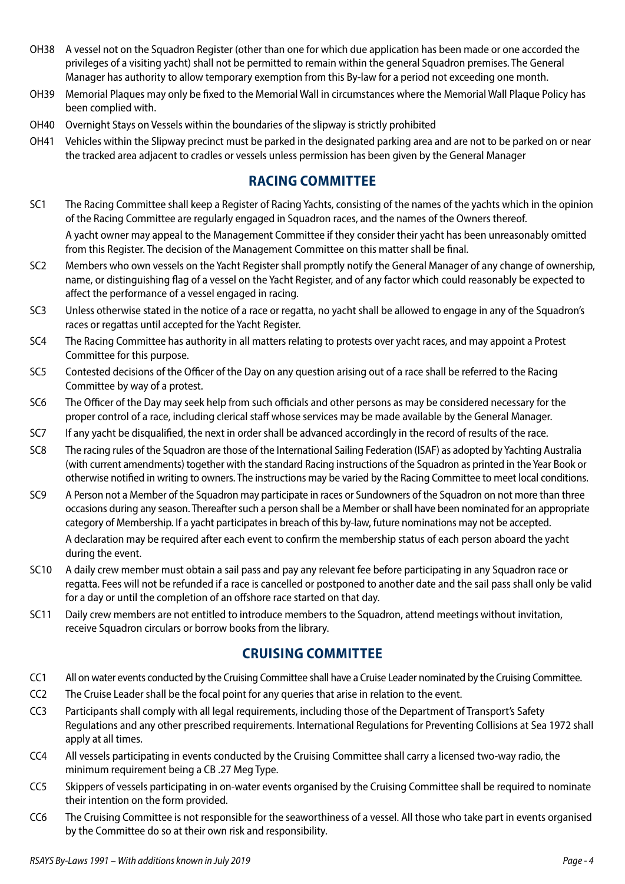OH38 A vessel not on the Squadron Register (other than one for which due application has been made or one accorded the privileges of a visiting yacht) shall not be permitted to remain within the general Squadron premises. The General Manager has authority to allow temporary exemption from this By-law for a period not exceeding one month.

OH39 Memorial Plaques may only be fixed to the Memorial Wall in circumstances where the Memorial Wall Plaque Policy has been complied with.

OH40 Overnight Stays on Vessels within the boundaries of the slipway is strictly prohibited

OH41 Vehicles within the Slipway precinct must be parked in the designated parking area and are not to be parked on or near the tracked area adjacent to cradles or vessels unless permission has been given by the General Manager

## RACING COMMITTEE

SC1 The Racing Committee shall keep a Register of Racing Yachts, consisting of the names of the yachts which in the opinion of the Racing Committee are regularly engaged in Squadron races, and the names of the Owners thereof.

A yacht owner may appeal to the Management Committee if they consider their yacht has been unreasonably omitted from this Register. The decision of the Management Committee on this matter shall be final.

SC2 Members who own vessels on the Yacht Register shall promptly notify the General Manager of any change of ownership, name, or distinguishing flag of a vessel on the Yacht Register, and of any factor which could reasonably be expected to affect the performance of a vessel engaged in racing.

SC3 Unless otherwise stated in the notice of a race or regatta, no yacht shall be allowed to engage in any of the Squadron's races or regattas until accepted for the Yacht Register.

SC4 The Racing Committee has authority in all matters relating to protests over yacht races, and may appoint a Protest Committee for this purpose.

SC5 Contested decisions of the Officer of the Day on any question arising out of a race shall be referred to the Racing Committee by way of a protest.

SC6 The Officer of the Day may seek help from such officials and other persons as may be considered necessary for the proper control of a race, including clerical staff whose services may be made available by the General Manager.

SC7 If any yacht be disqualified, the next in order shall be advanced accordingly in the record of results of the race.

SC8 The racing rules of the Squadron are those of the International Sailing Federation (ISAF) as adopted by Yachting Australia (with current amendments) together with the standard Racing instructions of the Squadron as printed in the Year Book or otherwise notified in writing to owners. The instructions may be varied by the Racing Committee to meet local conditions.

SC9 A Person not a Member of the Squadron may participate in races or Sundowners of the Squadron on not more than three occasions during any season. Thereafter such a person shall be a Member or shall have been nominated for an appropriate category of Membership. If a yacht participates in breach of this by-law, future nominations may not be accepted.

A declaration may be required after each event to confirm the membership status of each person aboard the yacht during the event.

SC10 A daily crew member must obtain a sail pass and pay any relevant fee before participating in any Squadron race or regatta. Fees will not be refunded if a race is cancelled or postponed to another date and the sail pass shall only be valid for a day or until the completion of an offshore race started on that day.

SC11 Daily crew members are not entitled to introduce members to the Squadron, attend meetings without invitation, receive Squadron circulars or borrow books from the library.

## CRUISING COMMITTEE

CC1 All on water events conducted by the Cruising Committee shall have a Cruise Leader nominated by the Cruising Committee.

CC2 The Cruise Leader shall be the focal point for any queries that arise in relation to the event.

CC3 Participants shall comply with all legal requirements, including those of the Department of Transport's Safety Regulations and any other prescribed requirements. International Regulations for Preventing Collisions at Sea 1972 shall apply at all times.

CC4 All vessels participating in events conducted by the Cruising Committee shall carry a licensed two-way radio, the minimum requirement being a CB .27 Meg Type.

CC5 Skippers of vessels participating in on-water events organised by the Cruising Committee shall be required to nominate their intention on the form provided.

CC6 The Cruising Committee is not responsible for the seaworthiness of a vessel. All those who take part in events organised by the Committee do so at their own risk and responsibility.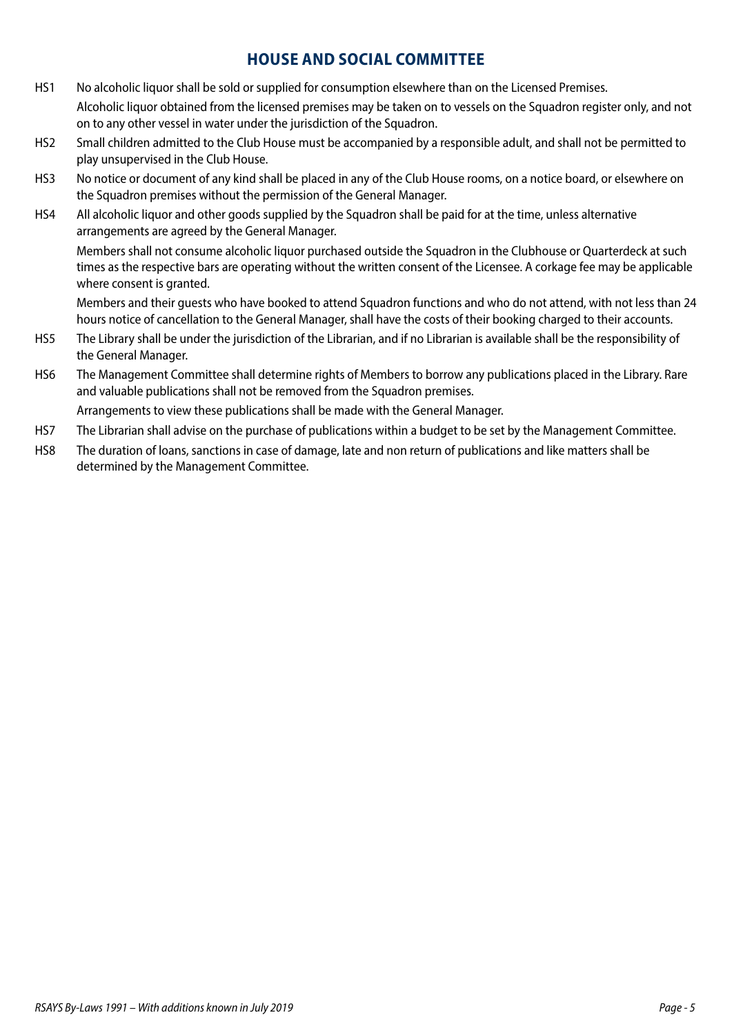## HOUSE AND SOCIAL COMMITTEE

HS1 No alcoholic liquor shall be sold or supplied for consumption elsewhere than on the Licensed Premises.

Alcoholic liquor obtained from the licensed premises may be taken on to vessels on the Squadron register only, and not on to any other vessel in water under the jurisdiction of the Squadron.

HS2 Small children admitted to the Club House must be accompanied by a responsible adult, and shall not be permitted to play unsupervised in the Club House.

HS3 No notice or document of any kind shall be placed in any of the Club House rooms, on a notice board, or elsewhere on the Squadron premises without the permission of the General Manager.

HS4 All alcoholic liquor and other goods supplied by the Squadron shall be paid for at the time, unless alternative arrangements are agreed by the General Manager.

Members shall not consume alcoholic liquor purchased outside the Squadron in the Clubhouse or Quarterdeck at such times as the respective bars are operating without the written consent of the Licensee. A corkage fee may be applicable where consent is granted.

Members and their guests who have booked to attend Squadron functions and who do not attend, with not less than 24 hours notice of cancellation to the General Manager, shall have the costs of their booking charged to their accounts.

HS5 The Library shall be under the jurisdiction of the Librarian, and if no Librarian is available shall be the responsibility of the General Manager.

HS6 The Management Committee shall determine rights of Members to borrow any publications placed in the Library. Rare and valuable publications shall not be removed from the Squadron premises.

Arrangements to view these publications shall be made with the General Manager.

HS7 The Librarian shall advise on the purchase of publications within a budget to be set by the Management Committee.

HS8 The duration of loans, sanctions in case of damage, late and non return of publications and like matters shall be determined by the Management Committee.